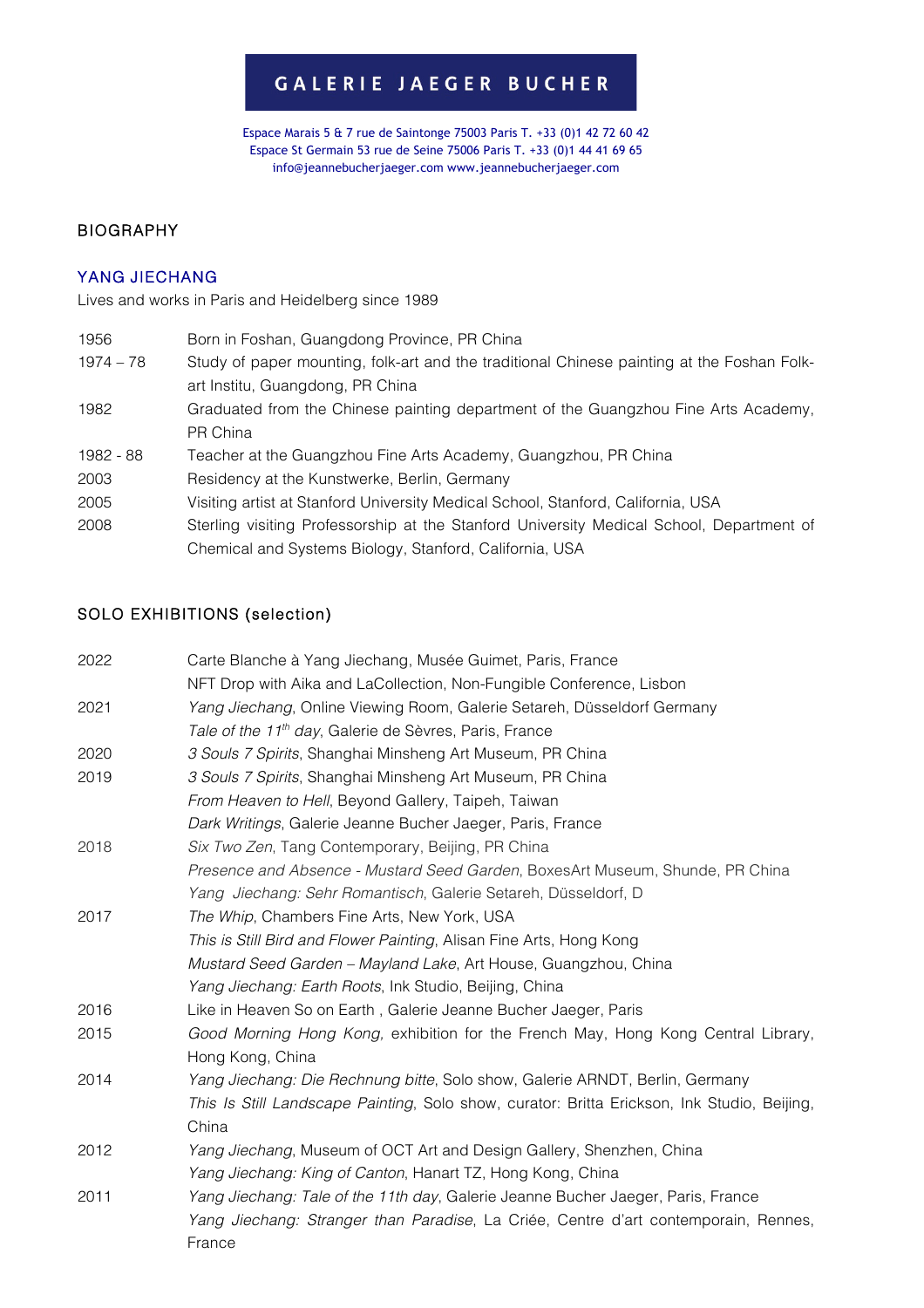# GALERIE JAEGER BUCHER

Espace Marais 5 & 7 rue de Saintonge 75003 Paris T. +33 (0)1 42 72 60 42
Espace St Germain 53 rue de Seine 75006 Paris T. +33 (0)1 44 41 69 65
info@jeannebucherjaeger.com www.jeannebucherjaeger.com

## BIOGRAPHY

### YANG JIECHANG

Lives and works in Paris and Heidelberg since 1989

| | |
|---|---|
| 1956 | Born in Foshan, Guangdong Province, PR China |
| 1974 – 78 | Study of paper mounting, folk-art and the traditional Chinese painting at the Foshan Folk-art Institu, Guangdong, PR China |
| 1982 | Graduated from the Chinese painting department of the Guangzhou Fine Arts Academy, PR China |
| 1982 - 88 | Teacher at the Guangzhou Fine Arts Academy, Guangzhou, PR China |
| 2003 | Residency at the Kunstwerke, Berlin, Germany |
| 2005 | Visiting artist at Stanford University Medical School, Stanford, California, USA |
| 2008 | Sterling visiting Professorship at the Stanford University Medical School, Department of Chemical and Systems Biology, Stanford, California, USA |

## SOLO EXHIBITIONS (selection)

| | |
|---|---|
| 2022 | Carte Blanche à Yang Jiechang, Musée Guimet, Paris, France |
| | NFT Drop with Aika and LaCollection, Non-Fungible Conference, Lisbon |
| 2021 | *Yang Jiechang*, Online Viewing Room, Galerie Setareh, Düsseldorf Germany |
| | *Tale of the 11th day*, Galerie de Sèvres, Paris, France |
| 2020 | *3 Souls 7 Spirits*, Shanghai Minsheng Art Museum, PR China |
| 2019 | *3 Souls 7 Spirits*, Shanghai Minsheng Art Museum, PR China |
| | *From Heaven to Hell*, Beyond Gallery, Taipeh, Taiwan |
| | *Dark Writings*, Galerie Jeanne Bucher Jaeger, Paris, France |
| 2018 | *Six Two Zen*, Tang Contemporary, Beijing, PR China |
| | *Presence and Absence - Mustard Seed Garden*, BoxesArt Museum, Shunde, PR China |
| | *Yang Jiechang: Sehr Romantisch*, Galerie Setareh, Düsseldorf, D |
| 2017 | *The Whip*, Chambers Fine Arts, New York, USA |
| | *This is Still Bird and Flower Painting*, Alisan Fine Arts, Hong Kong |
| | *Mustard Seed Garden – Mayland Lake*, Art House, Guangzhou, China |
| | *Yang Jiechang: Earth Roots*, Ink Studio, Beijing, China |
| 2016 | Like in Heaven So on Earth , Galerie Jeanne Bucher Jaeger, Paris |
| 2015 | *Good Morning Hong Kong,* exhibition for the French May, Hong Kong Central Library, Hong Kong, China |
| 2014 | *Yang Jiechang: Die Rechnung bitte*, Solo show, Galerie ARNDT, Berlin, Germany |
| | *This Is Still Landscape Painting*, Solo show, curator: Britta Erickson, Ink Studio, Beijing, China |
| 2012 | *Yang Jiechang*, Museum of OCT Art and Design Gallery, Shenzhen, China |
| | *Yang Jiechang: King of Canton*, Hanart TZ, Hong Kong, China |
| 2011 | *Yang Jiechang: Tale of the 11th day*, Galerie Jeanne Bucher Jaeger, Paris, France |
| | *Yang Jiechang: Stranger than Paradise*, La Criée, Centre d'art contemporain, Rennes, France |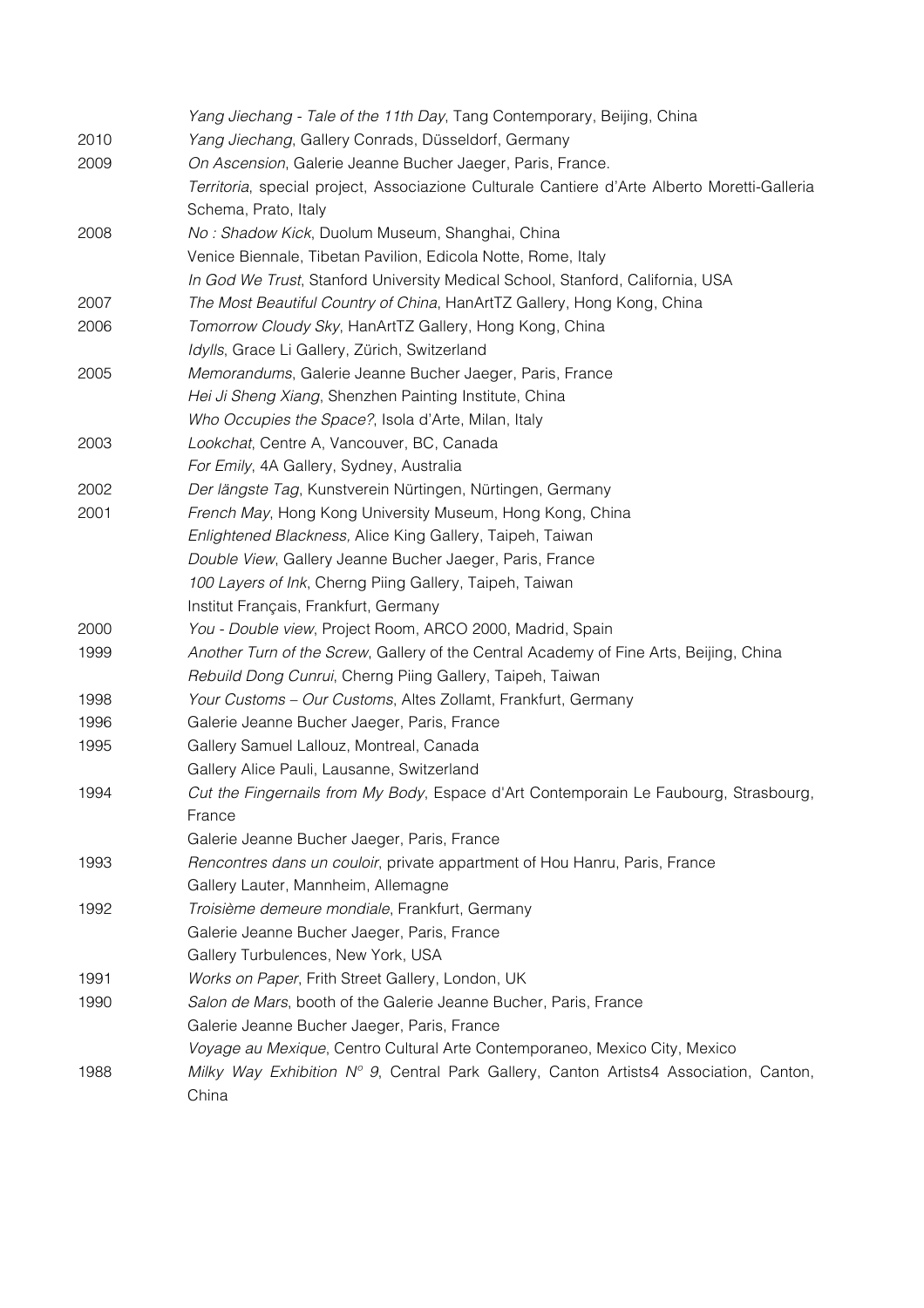| | |
|---|---|
| | *Yang Jiechang - Tale of the 11th Day*, Tang Contemporary, Beijing, China |
| 2010 | *Yang Jiechang*, Gallery Conrads, Düsseldorf, Germany |
| 2009 | *On Ascension*, Galerie Jeanne Bucher Jaeger, Paris, France. |
| | *Territoria*, special project, Associazione Culturale Cantiere d'Arte Alberto Moretti-Galleria Schema, Prato, Italy |
| 2008 | *No : Shadow Kick*, Duolum Museum, Shanghai, China |
| | Venice Biennale, Tibetan Pavilion, Edicola Notte, Rome, Italy |
| | *In God We Trust*, Stanford University Medical School, Stanford, California, USA |
| 2007 | *The Most Beautiful Country of China*, HanArtTZ Gallery, Hong Kong, China |
| 2006 | *Tomorrow Cloudy Sky*, HanArtTZ Gallery, Hong Kong, China |
| | *Idylls*, Grace Li Gallery, Zürich, Switzerland |
| 2005 | *Memorandums*, Galerie Jeanne Bucher Jaeger, Paris, France |
| | *Hei Ji Sheng Xiang*, Shenzhen Painting Institute, China |
| | *Who Occupies the Space?*, Isola d'Arte, Milan, Italy |
| 2003 | *Lookchat*, Centre A, Vancouver, BC, Canada |
| | *For Emily*, 4A Gallery, Sydney, Australia |
| 2002 | *Der längste Tag*, Kunstverein Nürtingen, Nürtingen, Germany |
| 2001 | *French May*, Hong Kong University Museum, Hong Kong, China |
| | *Enlightened Blackness,* Alice King Gallery, Taipeh, Taiwan |
| | *Double View*, Gallery Jeanne Bucher Jaeger, Paris, France |
| | *100 Layers of Ink*, Cherng Piing Gallery, Taipeh, Taiwan |
| | Institut Français, Frankfurt, Germany |
| 2000 | *You - Double view*, Project Room, ARCO 2000, Madrid, Spain |
| 1999 | *Another Turn of the Screw*, Gallery of the Central Academy of Fine Arts, Beijing, China |
| | *Rebuild Dong Cunrui*, Cherng Piing Gallery, Taipeh, Taiwan |
| 1998 | *Your Customs – Our Customs*, Altes Zollamt, Frankfurt, Germany |
| 1996 | Galerie Jeanne Bucher Jaeger, Paris, France |
| 1995 | Gallery Samuel Lallouz, Montreal, Canada |
| | Gallery Alice Pauli, Lausanne, Switzerland |
| 1994 | *Cut the Fingernails from My Body*, Espace d'Art Contemporain Le Faubourg, Strasbourg, France |
| | Galerie Jeanne Bucher Jaeger, Paris, France |
| 1993 | *Rencontres dans un couloir*, private appartment of Hou Hanru, Paris, France |
| | Gallery Lauter, Mannheim, Allemagne |
| 1992 | *Troisième demeure mondiale*, Frankfurt, Germany |
| | Galerie Jeanne Bucher Jaeger, Paris, France |
| | Gallery Turbulences, New York, USA |
| 1991 | *Works on Paper*, Frith Street Gallery, London, UK |
| 1990 | *Salon de Mars*, booth of the Galerie Jeanne Bucher, Paris, France |
| | Galerie Jeanne Bucher Jaeger, Paris, France |
| | *Voyage au Mexique*, Centro Cultural Arte Contemporaneo, Mexico City, Mexico |
| 1988 | *Milky Way Exhibition N° 9*, Central Park Gallery, Canton Artists4 Association, Canton, China |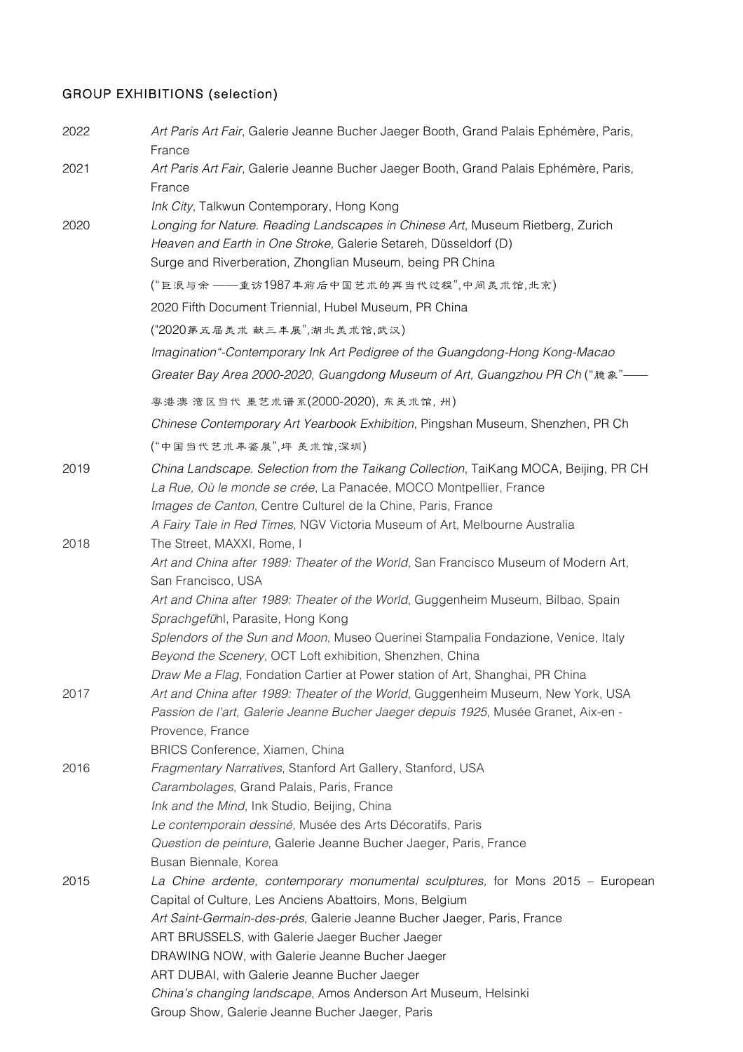## GROUP EXHIBITIONS (selection)

2022
*Art Paris Art Fair*, Galerie Jeanne Bucher Jaeger Booth, Grand Palais Ephémère, Paris, France

2021
*Art Paris Art Fair*, Galerie Jeanne Bucher Jaeger Booth, Grand Palais Ephémère, Paris, France
*Ink City*, Talkwun Contemporary, Hong Kong

2020
*Longing for Nature. Reading Landscapes in Chinese Art*, Museum Rietberg, Zurich
*Heaven and Earth in One Stroke*, Galerie Setareh, Düsseldorf (D)
Surge and Riverberation, Zhonglian Museum, being PR China
("巨浪与余 ——重访1987年前后中国艺术的再当代过程",中间美术馆,北京)
2020 Fifth Document Triennial, Hubel Museum, PR China
("2020第五届美术 献三年展",湖北美术馆,武汉)
*Imagination"-Contemporary Ink Art Pedigree of the Guangdong-Hong Kong-Macao Greater Bay Area 2000-2020, Guangdong Museum of Art, Guangzhou PR Ch* ("臆象"——粤港澳 湾区当代 墨艺术谱系(2000-2020), 东美术馆, 州)
*Chinese Contemporary Art Yearbook Exhibition*, Pingshan Museum, Shenzhen, PR Ch
("中国当代艺术年鉴展",坪 美术馆,深圳)

2019
*China Landscape. Selection from the Taikang Collection*, TaiKang MOCA, Beijing, PR CH
*La Rue, Où le monde se crée*, La Panacée, MOCO Montpellier, France
*Images de Canton*, Centre Culturel de la Chine, Paris, France
*A Fairy Tale in Red Times*, NGV Victoria Museum of Art, Melbourne Australia

2018
The Street, MAXXI, Rome, I
*Art and China after 1989: Theater of the World*, San Francisco Museum of Modern Art, San Francisco, USA
*Art and China after 1989: Theater of the World*, Guggenheim Museum, Bilbao, Spain
*Sprachgefü*hl, Parasite, Hong Kong
*Splendors of the Sun and Moon*, Museo Querinei Stampalia Fondazione, Venice, Italy
*Beyond the Scenery*, OCT Loft exhibition, Shenzhen, China
*Draw Me a Flag*, Fondation Cartier at Power station of Art, Shanghai, PR China

2017
*Art and China after 1989: Theater of the World*, Guggenheim Museum, New York, USA
*Passion de l'art, Galerie Jeanne Bucher Jaeger depuis 1925*, Musée Granet, Aix-en - Provence, France
BRICS Conference, Xiamen, China

2016
*Fragmentary Narratives*, Stanford Art Gallery, Stanford, USA
*Carambolages*, Grand Palais, Paris, France
*Ink and the Mind*, Ink Studio, Beijing, China
*Le contemporain dessiné*, Musée des Arts Décoratifs, Paris
*Question de peinture*, Galerie Jeanne Bucher Jaeger, Paris, France
Busan Biennale, Korea

2015
*La Chine ardente, contemporary monumental sculptures,* for Mons 2015 – European Capital of Culture, Les Anciens Abattoirs, Mons, Belgium
*Art Saint-Germain-des-prés,* Galerie Jeanne Bucher Jaeger, Paris, France
ART BRUSSELS, with Galerie Jaeger Bucher Jaeger
DRAWING NOW, with Galerie Jeanne Bucher Jaeger
ART DUBAI, with Galerie Jeanne Bucher Jaeger
*China's changing landscape*, Amos Anderson Art Museum, Helsinki
Group Show, Galerie Jeanne Bucher Jaeger, Paris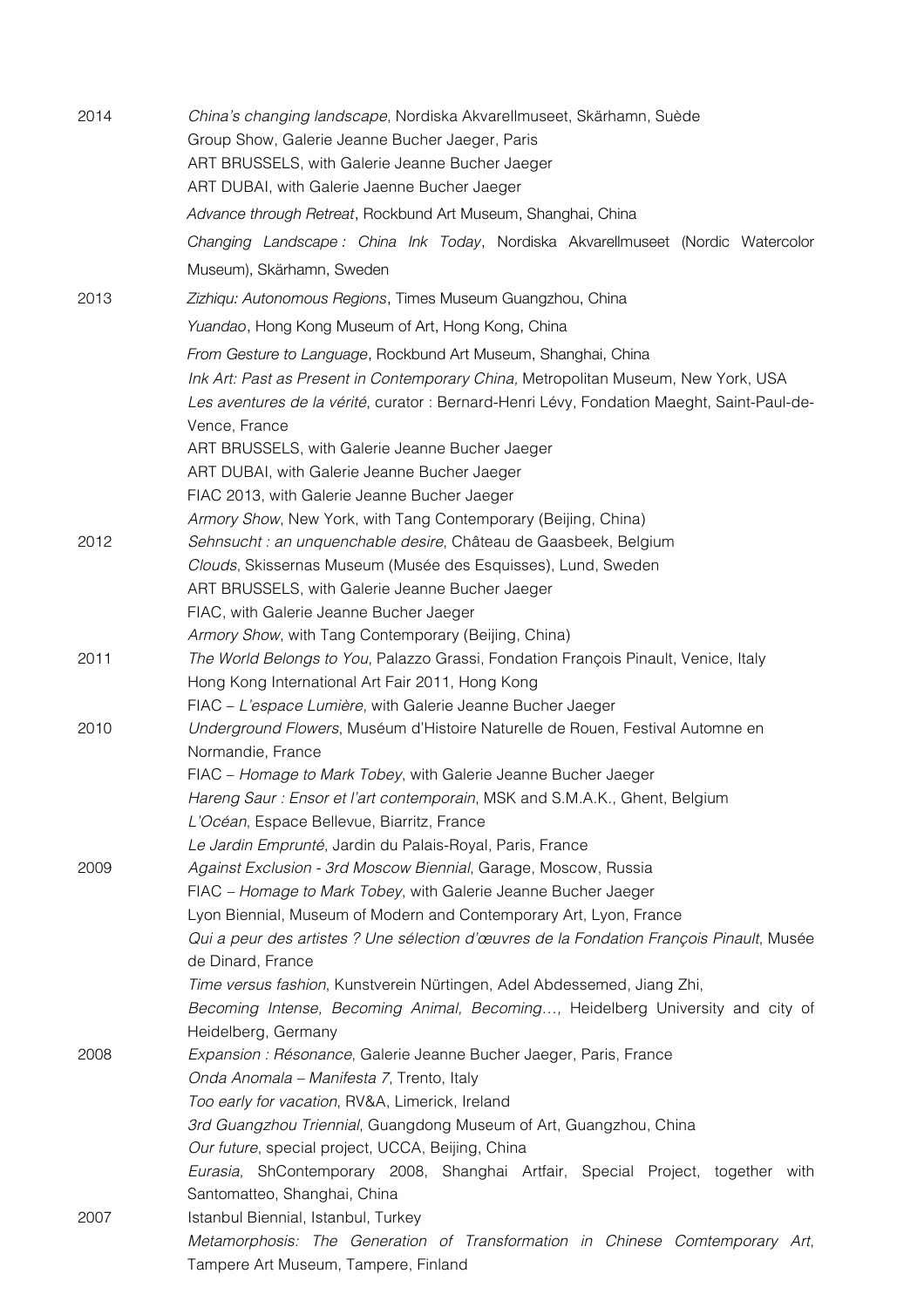**2014**

*China's changing landscape*, Nordiska Akvarellmuseet, Skärhamn, Suède
Group Show, Galerie Jeanne Bucher Jaeger, Paris
ART BRUSSELS, with Galerie Jeanne Bucher Jaeger
ART DUBAI, with Galerie Jaenne Bucher Jaeger
*Advance through Retreat*, Rockbund Art Museum, Shanghai, China
*Changing Landscape : China Ink Today*, Nordiska Akvarellmuseet (Nordic Watercolor Museum), Skärhamn, Sweden

**2013**

*Zizhiqu: Autonomous Regions*, Times Museum Guangzhou, China
*Yuandao*, Hong Kong Museum of Art, Hong Kong, China
*From Gesture to Language*, Rockbund Art Museum, Shanghai, China
*Ink Art: Past as Present in Contemporary China,* Metropolitan Museum, New York, USA
*Les aventures de la vérité*, curator : Bernard-Henri Lévy, Fondation Maeght, Saint-Paul-de-Vence, France
ART BRUSSELS, with Galerie Jeanne Bucher Jaeger
ART DUBAI, with Galerie Jeanne Bucher Jaeger
FIAC 2013, with Galerie Jeanne Bucher Jaeger
*Armory Show*, New York, with Tang Contemporary (Beijing, China)

**2012**

*Sehnsucht : an unquenchable desire*, Château de Gaasbeek, Belgium
*Clouds*, Skissernas Museum (Musée des Esquisses), Lund, Sweden
ART BRUSSELS, with Galerie Jeanne Bucher Jaeger
FIAC, with Galerie Jeanne Bucher Jaeger
*Armory Show*, with Tang Contemporary (Beijing, China)

**2011**

*The World Belongs to You*, Palazzo Grassi, Fondation François Pinault, Venice, Italy
Hong Kong International Art Fair 2011, Hong Kong
FIAC – *L'espace Lumière*, with Galerie Jeanne Bucher Jaeger

**2010**

*Underground Flowers*, Muséum d'Histoire Naturelle de Rouen, Festival Automne en Normandie, France
FIAC – *Homage to Mark Tobey*, with Galerie Jeanne Bucher Jaeger
*Hareng Saur : Ensor et l'art contemporain*, MSK and S.M.A.K., Ghent, Belgium
*L'Océan*, Espace Bellevue, Biarritz, France
*Le Jardin Emprunté*, Jardin du Palais-Royal, Paris, France

**2009**

*Against Exclusion - 3rd Moscow Biennial*, Garage, Moscow, Russia
FIAC – *Homage to Mark Tobey*, with Galerie Jeanne Bucher Jaeger
Lyon Biennial, Museum of Modern and Contemporary Art, Lyon, France
*Qui a peur des artistes ? Une sélection d'œuvres de la Fondation François Pinault*, Musée de Dinard, France
*Time versus fashion*, Kunstverein Nürtingen, Adel Abdessemed, Jiang Zhi,
*Becoming Intense, Becoming Animal, Becoming…,* Heidelberg University and city of Heidelberg, Germany

**2008**

*Expansion : Résonance*, Galerie Jeanne Bucher Jaeger, Paris, France
*Onda Anomala – Manifesta 7*, Trento, Italy
*Too early for vacation*, RV&A, Limerick, Ireland
*3rd Guangzhou Triennial*, Guangdong Museum of Art, Guangzhou, China
*Our future*, special project, UCCA, Beijing, China
*Eurasia*, ShContemporary 2008, Shanghai Artfair, Special Project, together with Santomatteo, Shanghai, China

**2007**

Istanbul Biennial, Istanbul, Turkey
*Metamorphosis: The Generation of Transformation in Chinese Comtemporary Art*, Tampere Art Museum, Tampere, Finland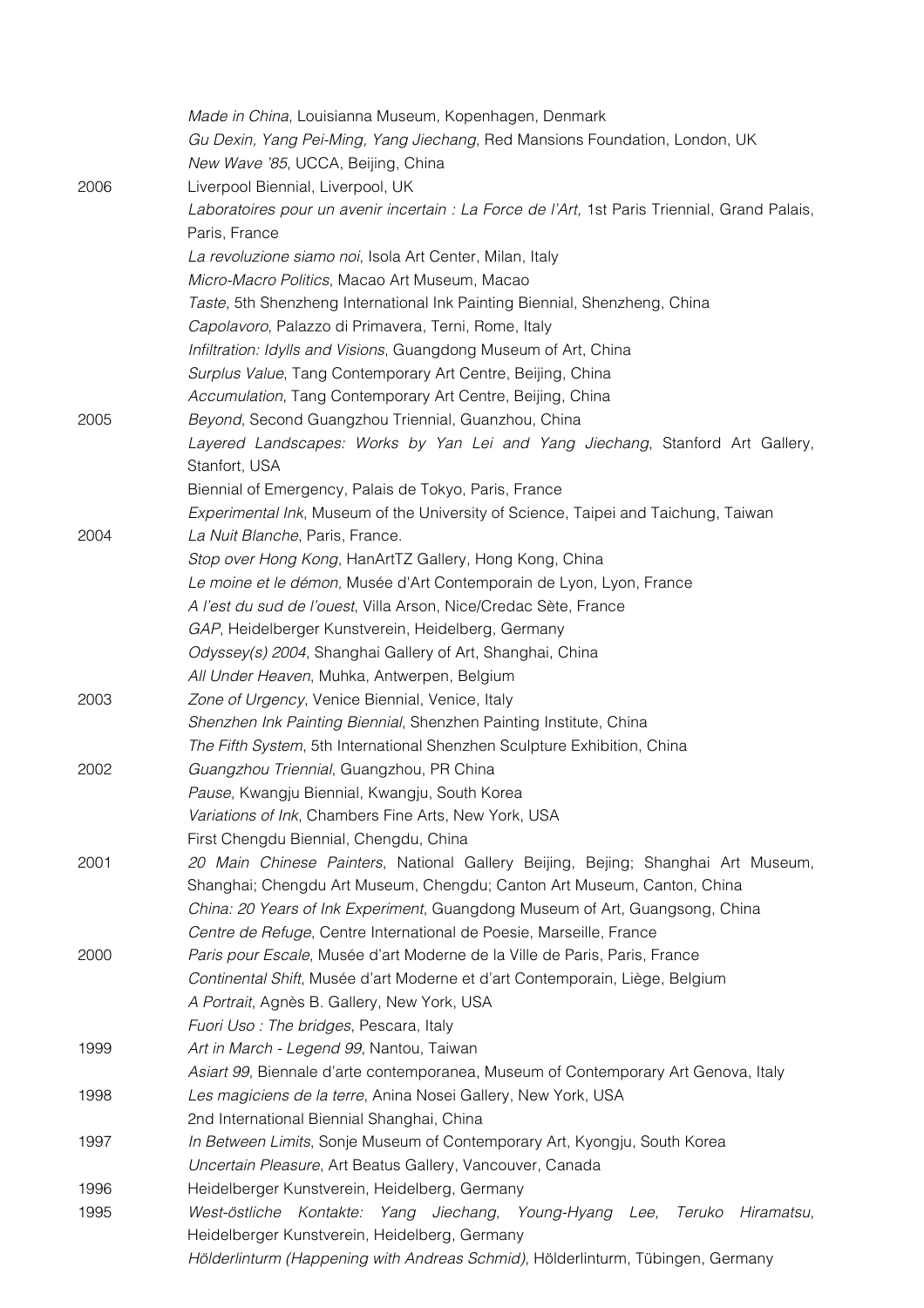*Made in China*, Louisianna Museum, Kopenhagen, Denmark
*Gu Dexin, Yang Pei-Ming, Yang Jiechang*, Red Mansions Foundation, London, UK
*New Wave '85*, UCCA, Beijing, China

**2006**
Liverpool Biennial, Liverpool, UK
*Laboratoires pour un avenir incertain : La Force de l'Art,* 1st Paris Triennial, Grand Palais, Paris, France
*La revoluzione siamo noi*, Isola Art Center, Milan, Italy
*Micro-Macro Politics*, Macao Art Museum, Macao
*Taste*, 5th Shenzheng International Ink Painting Biennial, Shenzheng, China
*Capolavoro*, Palazzo di Primavera, Terni, Rome, Italy
*Infiltration: Idylls and Visions*, Guangdong Museum of Art, China
*Surplus Value*, Tang Contemporary Art Centre, Beijing, China
*Accumulation*, Tang Contemporary Art Centre, Beijing, China

**2005**
*Beyond*, Second Guangzhou Triennial, Guanzhou, China
*Layered Landscapes: Works by Yan Lei and Yang Jiechang*, Stanford Art Gallery, Stanfort, USA
Biennial of Emergency, Palais de Tokyo, Paris, France
*Experimental Ink*, Museum of the University of Science, Taipei and Taichung, Taiwan

**2004**
*La Nuit Blanche*, Paris, France.
*Stop over Hong Kong*, HanArtTZ Gallery, Hong Kong, China
*Le moine et le démon,* Musée d'Art Contemporain de Lyon, Lyon, France
*A l'est du sud de l'ouest*, Villa Arson, Nice/Credac Sète, France
*GAP*, Heidelberger Kunstverein, Heidelberg, Germany
*Odyssey(s) 2004*, Shanghai Gallery of Art, Shanghai, China
*All Under Heaven*, Muhka, Antwerpen, Belgium

**2003**
*Zone of Urgency*, Venice Biennial, Venice, Italy
*Shenzhen Ink Painting Biennial*, Shenzhen Painting Institute, China
*The Fifth System*, 5th International Shenzhen Sculpture Exhibition, China

**2002**
*Guangzhou Triennial*, Guangzhou, PR China
*Pause,* Kwangju Biennial, Kwangju, South Korea
*Variations of Ink*, Chambers Fine Arts, New York, USA
First Chengdu Biennial, Chengdu, China

**2001**
*20 Main Chinese Painters*, National Gallery Beijing, Bejing; Shanghai Art Museum, Shanghai; Chengdu Art Museum, Chengdu; Canton Art Museum, Canton, China
*China: 20 Years of Ink Experiment*, Guangdong Museum of Art, Guangsong, China
*Centre de Refuge*, Centre International de Poesie, Marseille, France

**2000**
*Paris pour Escale*, Musée d'art Moderne de la Ville de Paris, Paris, France
*Continental Shift*, Musée d'art Moderne et d'art Contemporain, Liège, Belgium
*A Portrait*, Agnès B. Gallery, New York, USA
*Fuori Uso : The bridges*, Pescara, Italy

**1999**
*Art in March - Legend 99*, Nantou, Taiwan
*Asiart 99*, Biennale d'arte contemporanea, Museum of Contemporary Art Genova, Italy

**1998**
*Les magiciens de la terre*, Anina Nosei Gallery, New York, USA
2nd International Biennial Shanghai, China

**1997**
*In Between Limits*, Sonje Museum of Contemporary Art, Kyongju, South Korea
*Uncertain Pleasure*, Art Beatus Gallery, Vancouver, Canada

**1996**
Heidelberger Kunstverein, Heidelberg, Germany

**1995**
*West-östliche Kontakte: Yang Jiechang, Young-Hyang Lee, Teruko Hiramatsu*, Heidelberger Kunstverein, Heidelberg, Germany
*Hölderlinturm (Happening with Andreas Schmid)*, Hölderlinturm, Tübingen, Germany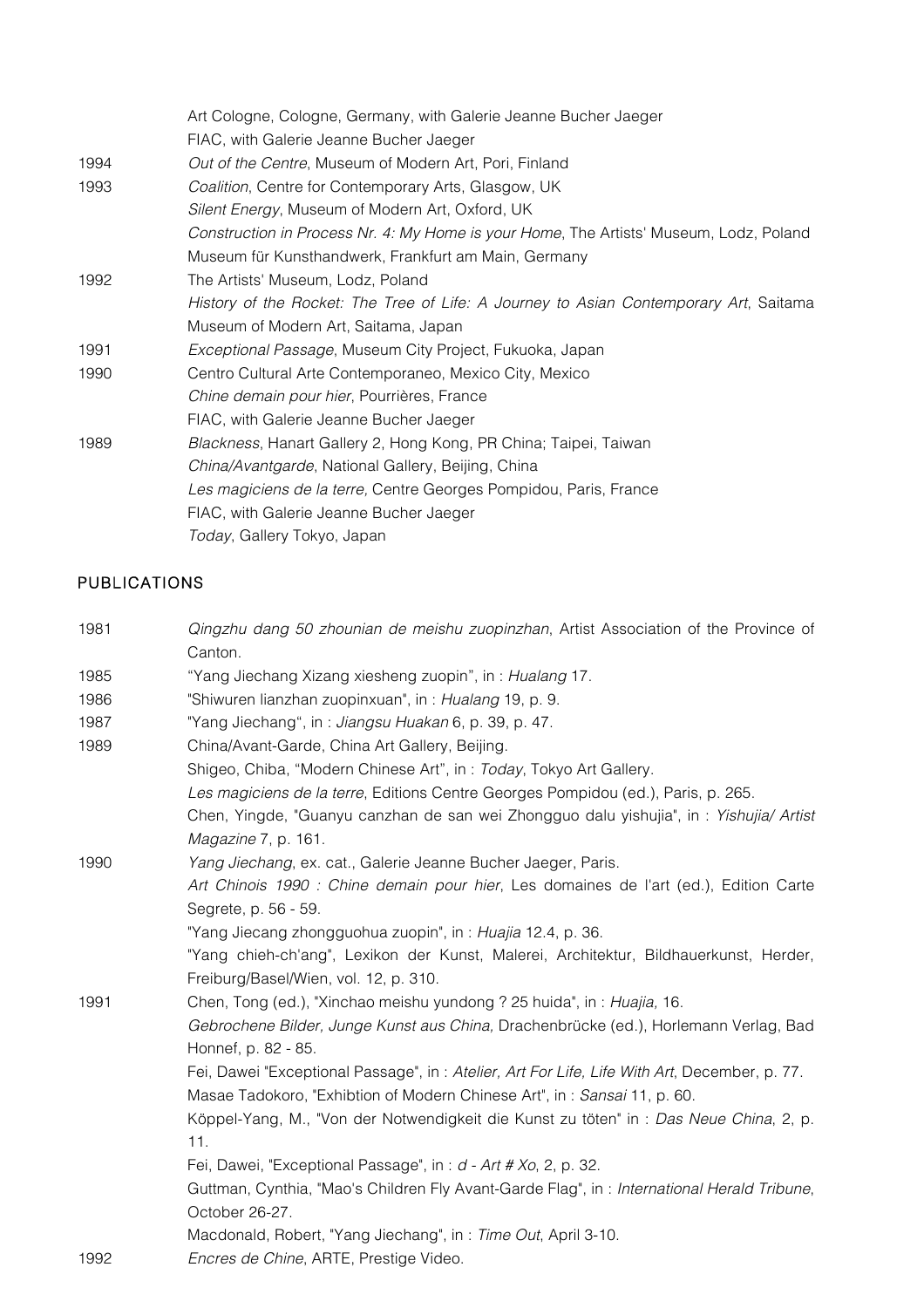| | |
|---|---|
| | Art Cologne, Cologne, Germany, with Galerie Jeanne Bucher Jaeger |
| | FIAC, with Galerie Jeanne Bucher Jaeger |
| 1994 | *Out of the Centre*, Museum of Modern Art, Pori, Finland |
| 1993 | *Coalition*, Centre for Contemporary Arts, Glasgow, UK |
| | *Silent Energy*, Museum of Modern Art, Oxford, UK |
| | *Construction in Process Nr. 4: My Home is your Home*, The Artists' Museum, Lodz, Poland |
| | Museum für Kunsthandwerk, Frankfurt am Main, Germany |
| 1992 | The Artists' Museum, Lodz, Poland |
| | *History of the Rocket: The Tree of Life: A Journey to Asian Contemporary Art*, Saitama Museum of Modern Art, Saitama, Japan |
| 1991 | *Exceptional Passage*, Museum City Project, Fukuoka, Japan |
| 1990 | Centro Cultural Arte Contemporaneo, Mexico City, Mexico |
| | *Chine demain pour hier*, Pourrières, France |
| | FIAC, with Galerie Jeanne Bucher Jaeger |
| 1989 | *Blackness*, Hanart Gallery 2, Hong Kong, PR China; Taipei, Taiwan |
| | *China/Avantgarde*, National Gallery, Beijing, China |
| | *Les magiciens de la terre,* Centre Georges Pompidou, Paris, France |
| | FIAC, with Galerie Jeanne Bucher Jaeger |
| | *Today*, Gallery Tokyo, Japan |

## PUBLICATIONS

| | |
|---|---|
| 1981 | *Qingzhu dang 50 zhounian de meishu zuopinzhan*, Artist Association of the Province of Canton. |
| 1985 | "Yang Jiechang Xizang xiesheng zuopin", in : *Hualang* 17. |
| 1986 | "Shiwuren lianzhan zuopinxuan", in : *Hualang* 19, p. 9. |
| 1987 | "Yang Jiechang", in : *Jiangsu Huakan* 6, p. 39, p. 47. |
| 1989 | China/Avant-Garde, China Art Gallery, Beijing. |
| | Shigeo, Chiba, "Modern Chinese Art", in : *Today*, Tokyo Art Gallery. |
| | *Les magiciens de la terre*, Editions Centre Georges Pompidou (ed.), Paris, p. 265. |
| | Chen, Yingde, "Guanyu canzhan de san wei Zhongguo dalu yishujia", in : *Yishujia/ Artist Magazine* 7, p. 161. |
| 1990 | *Yang Jiechang*, ex. cat., Galerie Jeanne Bucher Jaeger, Paris. |
| | *Art Chinois 1990 : Chine demain pour hier*, Les domaines de l'art (ed.), Edition Carte Segrete, p. 56 - 59. |
| | "Yang Jiecang zhongguohua zuopin", in : *Huajia* 12.4, p. 36. |
| | "Yang chieh-ch'ang", Lexikon der Kunst, Malerei, Architektur, Bildhauerkunst, Herder, Freiburg/Basel/Wien, vol. 12, p. 310. |
| 1991 | Chen, Tong (ed.), "Xinchao meishu yundong ? 25 huida", in : *Huajia,* 16. |
| | *Gebrochene Bilder, Junge Kunst aus China,* Drachenbrücke (ed.), Horlemann Verlag, Bad Honnef, p. 82 - 85. |
| | Fei, Dawei "Exceptional Passage", in : *Atelier, Art For Life, Life With Art*, December, p. 77. |
| | Masae Tadokoro, "Exhibtion of Modern Chinese Art", in : *Sansai* 11, p. 60. |
| | Köppel-Yang, M., "Von der Notwendigkeit die Kunst zu töten" in : *Das Neue China*, 2, p. 11. |
| | Fei, Dawei, "Exceptional Passage", in : *d - Art # Xo*, 2, p. 32. |
| | Guttman, Cynthia, "Mao's Children Fly Avant-Garde Flag", in : *International Herald Tribune*, October 26-27. |
| | Macdonald, Robert, "Yang Jiechang", in : *Time Out*, April 3-10. |
| 1992 | *Encres de Chine*, ARTE, Prestige Video. |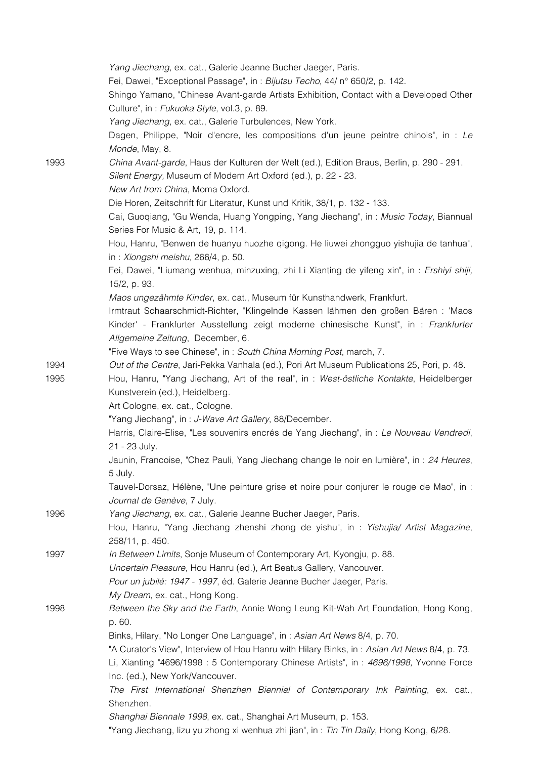*Yang Jiechang*, ex. cat., Galerie Jeanne Bucher Jaeger, Paris.

Fei, Dawei, "Exceptional Passage", in : *Bijutsu Techo*, 44/ n° 650/2, p. 142.

Shingo Yamano, "Chinese Avant-garde Artists Exhibition, Contact with a Developed Other Culture", in : *Fukuoka Style*, vol.3, p. 89.

*Yang Jiechang*, ex. cat., Galerie Turbulences, New York.

Dagen, Philippe, "Noir d'encre, les compositions d'un jeune peintre chinois", in : *Le Monde*, May, 8.

**1993**

*China Avant-garde*, Haus der Kulturen der Welt (ed.), Edition Braus, Berlin, p. 290 - 291.

*Silent Energy,* Museum of Modern Art Oxford (ed.), p. 22 - 23.

*New Art from China*, Moma Oxford.

Die Horen, Zeitschrift für Literatur, Kunst und Kritik, 38/1, p. 132 - 133.

Cai, Guoqiang, "Gu Wenda, Huang Yongping, Yang Jiechang", in : *Music Today*, Biannual Series For Music & Art, 19, p. 114.

Hou, Hanru, "Benwen de huanyu huozhe qigong. He liuwei zhongguo yishujia de tanhua", in : *Xiongshi meishu,* 266/4, p. 50.

Fei, Dawei, "Liumang wenhua, minzuxing, zhi Li Xianting de yifeng xin", in : *Ershiyi shiji,* 15/2, p. 93.

*Maos ungezähmte Kinder*, ex. cat., Museum für Kunsthandwerk, Frankfurt.

Irmtraut Schaarschmidt-Richter, "Klingelnde Kassen lähmen den großen Bären : 'Maos Kinder' - Frankfurter Ausstellung zeigt moderne chinesische Kunst", in : *Frankfurter Allgemeine Zeitung*, December, 6.

"Five Ways to see Chinese", in : *South China Morning Post*, march, 7.

**1994**

*Out of the Centre*, Jari-Pekka Vanhala (ed.), Pori Art Museum Publications 25, Pori, p. 48.

**1995**

Hou, Hanru, "Yang Jiechang, Art of the real", in : *West-östliche Kontakte*, Heidelberger Kunstverein (ed.), Heidelberg.

Art Cologne, ex. cat., Cologne.

"Yang Jiechang", in : *J-Wave Art Gallery*, 88/December.

Harris, Claire-Elise, "Les souvenirs encrés de Yang Jiechang", in : *Le Nouveau Vendredi*, 21 - 23 July.

Jaunin, Francoise, "Chez Pauli, Yang Jiechang change le noir en lumière", in : *24 Heures*, 5 July.

Tauvel-Dorsaz, Hélène, "Une peinture grise et noire pour conjurer le rouge de Mao", in : *Journal de Genève*, 7 July.

**1996**

*Yang Jiechang*, ex. cat., Galerie Jeanne Bucher Jaeger, Paris.

Hou, Hanru, "Yang Jiechang zhenshi zhong de yishu", in : *Yishujia/ Artist Magazine*, 258/11, p. 450.

**1997**

*In Between Limits*, Sonje Museum of Contemporary Art, Kyongju, p. 88.

*Uncertain Pleasure*, Hou Hanru (ed.), Art Beatus Gallery, Vancouver.

*Pour un jubilé: 1947 - 1997*, éd. Galerie Jeanne Bucher Jaeger, Paris.

*My Dream*, ex. cat., Hong Kong.

**1998**

*Between the Sky and the Earth*, Annie Wong Leung Kit-Wah Art Foundation, Hong Kong, p. 60.

Binks, Hilary, "No Longer One Language", in : *Asian Art News* 8/4, p. 70.

"A Curator's View", Interview of Hou Hanru with Hilary Binks, in : *Asian Art News* 8/4, p. 73.

Li, Xianting "4696/1998 : 5 Contemporary Chinese Artists", in : *4696/1998,* Yvonne Force Inc. (ed.), New York/Vancouver.

*The First International Shenzhen Biennial of Contemporary Ink Painting*, ex. cat., Shenzhen.

*Shanghai Biennale 1998*, ex. cat., Shanghai Art Museum, p. 153.

"Yang Jiechang, lizu yu zhong xi wenhua zhi jian", in : *Tin Tin Daily*, Hong Kong, 6/28.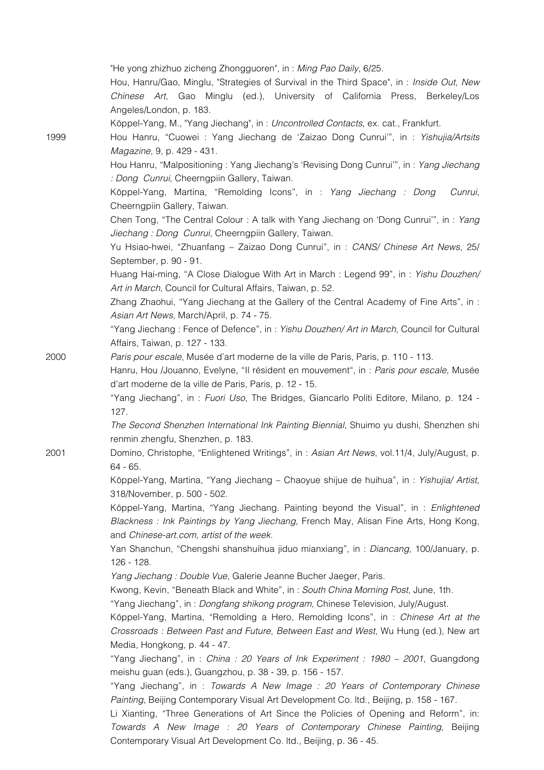"He yong zhizhuo zicheng Zhongguoren", in : *Ming Pao Daily*, 6/25.

Hou, Hanru/Gao, Minglu, "Strategies of Survival in the Third Space", in : *Inside Out, New Chinese Art*, Gao Minglu (ed.), University of California Press, Berkeley/Los Angeles/London, p. 183.

Köppel-Yang, M., "Yang Jiechang", in : *Uncontrolled Contacts*, ex. cat., Frankfurt.

1999

Hou Hanru, "Cuowei : Yang Jiechang de 'Zaizao Dong Cunrui'", in : *Yishujia/Artsits Magazine*, 9, p. 429 - 431.

Hou Hanru, "Malpositioning : Yang Jiechang's 'Revising Dong Cunrui'", in : *Yang Jiechang : Dong Cunrui*, Cheerngpiin Gallery, Taiwan.

Köppel-Yang, Martina, "Remolding Icons", in : *Yang Jiechang : Dong Cunrui*, Cheerngpiin Gallery, Taiwan.

Chen Tong, "The Central Colour : A talk with Yang Jiechang on 'Dong Cunrui'", in : *Yang Jiechang : Dong Cunrui,* Cheerngpiin Gallery, Taiwan.

Yu Hsiao-hwei, "Zhuanfang – Zaizao Dong Cunrui", in : *CANS/ Chinese Art News*, 25/ September, p. 90 - 91.

Huang Hai-ming, "A Close Dialogue With Art in March : Legend 99", in : *Yishu Douzhen/ Art in March*, Council for Cultural Affairs, Taiwan, p. 52.

Zhang Zhaohui, "Yang Jiechang at the Gallery of the Central Academy of Fine Arts", in : *Asian Art News*, March/April, p. 74 - 75.

"Yang Jiechang : Fence of Defence", in : *Yishu Douzhen/ Art in March*, Council for Cultural Affairs, Taiwan, p. 127 - 133.

2000

*Paris pour escale*, Musée d'art moderne de la ville de Paris, Paris, p. 110 - 113.

Hanru, Hou /Jouanno, Evelyne, "Il résident en mouvement", in : *Paris pour escale*, Musée d'art moderne de la ville de Paris, Paris, p. 12 - 15.

"Yang Jiechang", in : *Fuori Uso*, The Bridges, Giancarlo Politi Editore, Milano, p. 124 - 127.

*The Second Shenzhen International Ink Painting Biennial*, Shuimo yu dushi, Shenzhen shi renmin zhengfu, Shenzhen, p. 183.

2001

Domino, Christophe, "Enlightened Writings", in : *Asian Art News*, vol.11/4, July/August, p. 64 - 65.

Köppel-Yang, Martina, "Yang Jiechang – Chaoyue shijue de huihua", in : *Yishujia/ Artist*, 318/November, p. 500 - 502.

Köppel-Yang, Martina, "Yang Jiechang. Painting beyond the Visual", in : *Enlightened Blackness : Ink Paintings by Yang Jiechang*, French May, Alisan Fine Arts, Hong Kong, and *Chinese-art.com, artist of the week.*

Yan Shanchun, "Chengshi shanshuihua jiduo mianxiang", in : *Diancang*, 100/January, p. 126 - 128.

*Yang Jiechang : Double Vue*, Galerie Jeanne Bucher Jaeger, Paris.

Kwong, Kevin, "Beneath Black and White", in : *South China Morning Post*, June, 1th.

"Yang Jiechang", in : *Dongfang shikong program*, Chinese Television, July/August.

Köppel-Yang, Martina, "Remolding a Hero, Remolding Icons", in : *Chinese Art at the Crossroads : Between Past and Future, Between East and West*, Wu Hung (ed.), New art Media, Hongkong, p. 44 - 47.

"Yang Jiechang", in : *China : 20 Years of Ink Experiment : 1980 – 2001*, Guangdong meishu guan (eds.), Guangzhou, p. 38 - 39, p. 156 - 157.

"Yang Jiechang", in : *Towards A New Image : 20 Years of Contemporary Chinese Painting*, Beijing Contemporary Visual Art Development Co. ltd., Beijing, p. 158 - 167.

Li Xianting, "Three Generations of Art Since the Policies of Opening and Reform", in: *Towards A New Image : 20 Years of Contemporary Chinese Painting*, Beijing Contemporary Visual Art Development Co. ltd., Beijing, p. 36 - 45.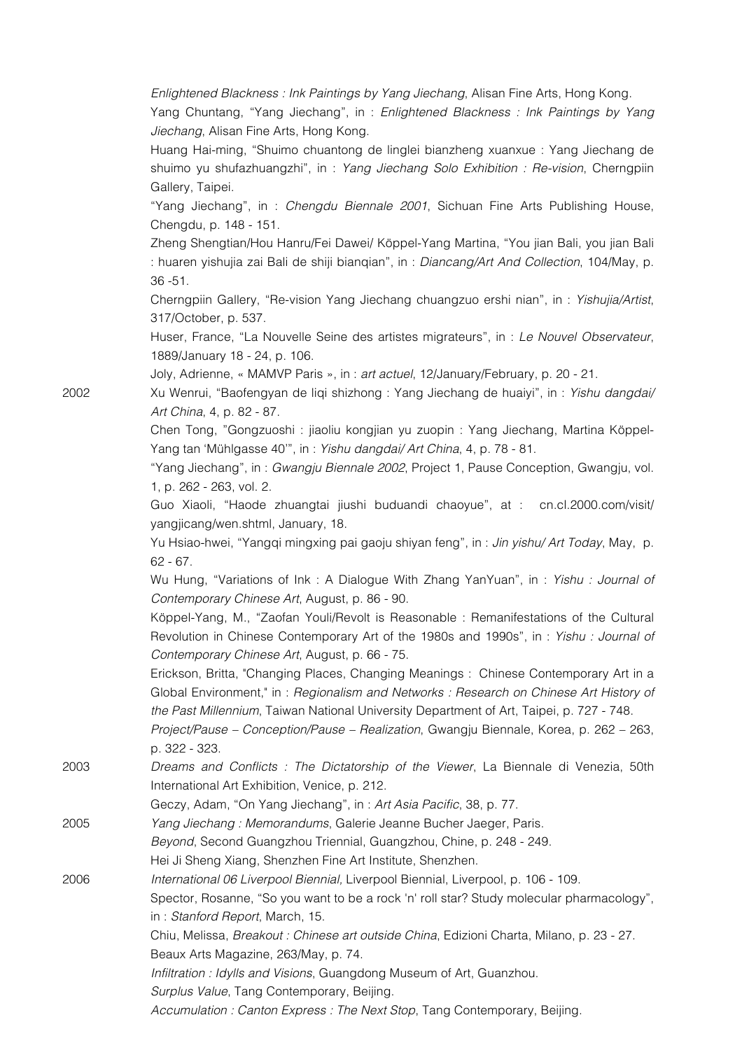*Enlightened Blackness : Ink Paintings by Yang Jiechang*, Alisan Fine Arts, Hong Kong.

Yang Chuntang, "Yang Jiechang", in : *Enlightened Blackness : Ink Paintings by Yang Jiechang*, Alisan Fine Arts, Hong Kong.

Huang Hai-ming, "Shuimo chuantong de linglei bianzheng xuanxue : Yang Jiechang de shuimo yu shufazhuangzhi", in : *Yang Jiechang Solo Exhibition : Re-vision*, Cherngpiin Gallery, Taipei.

"Yang Jiechang", in : *Chengdu Biennale 2001*, Sichuan Fine Arts Publishing House, Chengdu, p. 148 - 151.

Zheng Shengtian/Hou Hanru/Fei Dawei/ Köppel-Yang Martina, "You jian Bali, you jian Bali : huaren yishujia zai Bali de shiji bianqian", in : *Diancang/Art And Collection*, 104/May, p. 36 -51.

Cherngpiin Gallery, "Re-vision Yang Jiechang chuangzuo ershi nian", in : *Yishujia/Artist*, 317/October, p. 537.

Huser, France, "La Nouvelle Seine des artistes migrateurs", in : *Le Nouvel Observateur*, 1889/January 18 - 24, p. 106.

Joly, Adrienne, « MAMVP Paris », in : *art actuel*, 12/January/February, p. 20 - 21.

**2002**

Xu Wenrui, "Baofengyan de liqi shizhong : Yang Jiechang de huaiyi", in : *Yishu dangdai/ Art China*, 4, p. 82 - 87.

Chen Tong, "Gongzuoshi : jiaoliu kongjian yu zuopin : Yang Jiechang, Martina Köppel-Yang tan 'Mühlgasse 40'", in : *Yishu dangdai/ Art China*, 4, p. 78 - 81.

"Yang Jiechang", in : *Gwangju Biennale 2002*, Project 1, Pause Conception, Gwangju, vol. 1, p. 262 - 263, vol. 2.

Guo Xiaoli, "Haode zhuangtai jiushi buduandi chaoyue", at : cn.cl.2000.com/visit/yangjicang/wen.shtml, January, 18.

Yu Hsiao-hwei, "Yangqi mingxing pai gaoju shiyan feng", in : *Jin yishu/ Art Today*, May, p. 62 - 67.

Wu Hung, "Variations of Ink : A Dialogue With Zhang YanYuan", in : *Yishu : Journal of Contemporary Chinese Art*, August, p. 86 - 90.

Köppel-Yang, M., "Zaofan Youli/Revolt is Reasonable : Remanifestations of the Cultural Revolution in Chinese Contemporary Art of the 1980s and 1990s", in : *Yishu : Journal of Contemporary Chinese Art*, August, p. 66 - 75.

Erickson, Britta, "Changing Places, Changing Meanings : Chinese Contemporary Art in a Global Environment," in : *Regionalism and Networks : Research on Chinese Art History of the Past Millennium*, Taiwan National University Department of Art, Taipei, p. 727 - 748.

*Project/Pause – Conception/Pause – Realization*, Gwangju Biennale, Korea, p. 262 – 263, p. 322 - 323.

**2003**

*Dreams and Conflicts : The Dictatorship of the Viewer*, La Biennale di Venezia, 50th International Art Exhibition, Venice, p. 212.

Geczy, Adam, "On Yang Jiechang", in : *Art Asia Pacific*, 38, p. 77.

**2005**

*Yang Jiechang : Memorandums*, Galerie Jeanne Bucher Jaeger, Paris.

*Beyond*, Second Guangzhou Triennial, Guangzhou, Chine, p. 248 - 249.

Hei Ji Sheng Xiang, Shenzhen Fine Art Institute, Shenzhen.

**2006**

*International 06 Liverpool Biennial,* Liverpool Biennial, Liverpool, p. 106 - 109.

Spector, Rosanne, "So you want to be a rock 'n' roll star? Study molecular pharmacology", in : *Stanford Report*, March, 15.

Chiu, Melissa, *Breakout : Chinese art outside China*, Edizioni Charta, Milano, p. 23 - 27.

Beaux Arts Magazine, 263/May, p. 74.

*Infiltration : Idylls and Visions*, Guangdong Museum of Art, Guanzhou.

*Surplus Value*, Tang Contemporary, Beijing.

*Accumulation : Canton Express : The Next Stop*, Tang Contemporary, Beijing.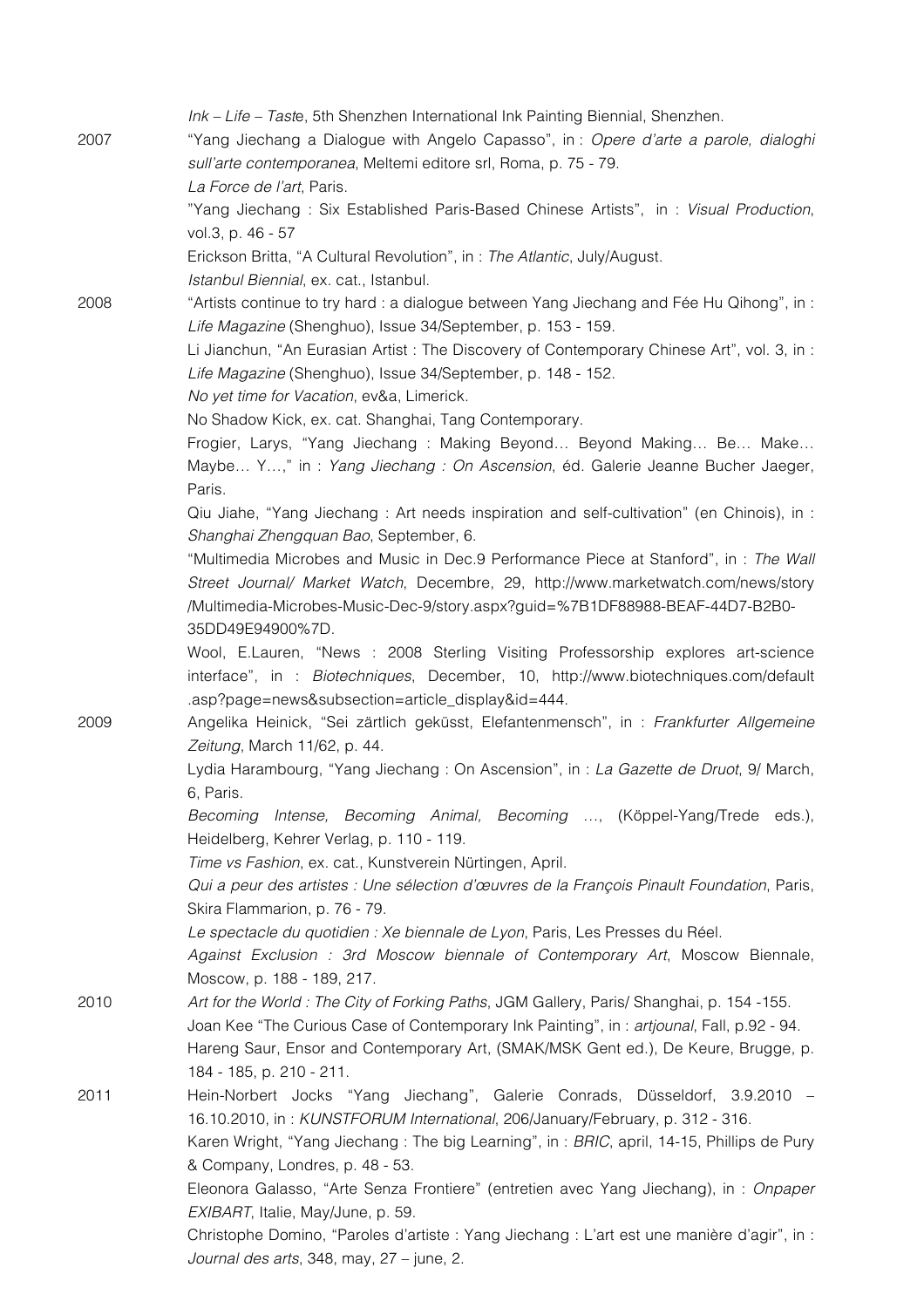*Ink – Life – Taste*, 5th Shenzhen International Ink Painting Biennial, Shenzhen.

2007

"Yang Jiechang a Dialogue with Angelo Capasso", in : *Opere d'arte a parole, dialoghi sull'arte contemporanea*, Meltemi editore srl, Roma, p. 75 - 79.

*La Force de l'art*, Paris.

"Yang Jiechang : Six Established Paris-Based Chinese Artists", in : *Visual Production*, vol.3, p. 46 - 57

Erickson Britta, "A Cultural Revolution", in : *The Atlantic*, July/August.

*Istanbul Biennial*, ex. cat., Istanbul.

2008

"Artists continue to try hard : a dialogue between Yang Jiechang and Fée Hu Qihong", in : *Life Magazine* (Shenghuo), Issue 34/September, p. 153 - 159.

Li Jianchun, "An Eurasian Artist : The Discovery of Contemporary Chinese Art", vol. 3, in : *Life Magazine* (Shenghuo), Issue 34/September, p. 148 - 152.

*No yet time for Vacation*, ev&a, Limerick.

No Shadow Kick, ex. cat. Shanghai, Tang Contemporary.

Frogier, Larys, "Yang Jiechang : Making Beyond… Beyond Making… Be… Make… Maybe… Y…," in : *Yang Jiechang : On Ascension*, éd. Galerie Jeanne Bucher Jaeger, Paris.

Qiu Jiahe, "Yang Jiechang : Art needs inspiration and self-cultivation" (en Chinois), in : *Shanghai Zhengquan Bao*, September, 6.

"Multimedia Microbes and Music in Dec.9 Performance Piece at Stanford", in : *The Wall Street Journal/ Market Watch*, Decembre, 29, http://www.marketwatch.com/news/story/Multimedia-Microbes-Music-Dec-9/story.aspx?guid=%7B1DF88988-BEAF-44D7-B2B0-35DD49E94900%7D.

Wool, E.Lauren, "News : 2008 Sterling Visiting Professorship explores art-science interface", in : *Biotechniques*, December, 10, http://www.biotechniques.com/default.asp?page=news&subsection=article_display&id=444.

2009

Angelika Heinick, "Sei zärtlich geküsst, Elefantenmensch", in : *Frankfurter Allgemeine Zeitung*, March 11/62, p. 44.

Lydia Harambourg, "Yang Jiechang : On Ascension", in : *La Gazette de Druot*, 9/ March, 6, Paris.

*Becoming Intense, Becoming Animal, Becoming …*, (Köppel-Yang/Trede eds.), Heidelberg, Kehrer Verlag, p. 110 - 119.

*Time vs Fashion*, ex. cat., Kunstverein Nürtingen, April.

*Qui a peur des artistes : Une sélection d'œuvres de la François Pinault Foundation*, Paris, Skira Flammarion, p. 76 - 79.

*Le spectacle du quotidien : Xe biennale de Lyon*, Paris, Les Presses du Réel.

*Against Exclusion : 3rd Moscow biennale of Contemporary Art*, Moscow Biennale, Moscow, p. 188 - 189, 217.

2010

*Art for the World : The City of Forking Paths*, JGM Gallery, Paris/ Shanghai, p. 154 -155.

Joan Kee "The Curious Case of Contemporary Ink Painting", in : *artjounal*, Fall, p.92 - 94.

Hareng Saur, Ensor and Contemporary Art, (SMAK/MSK Gent ed.), De Keure, Brugge, p. 184 - 185, p. 210 - 211.

2011

Hein-Norbert Jocks "Yang Jiechang", Galerie Conrads, Düsseldorf, 3.9.2010 – 16.10.2010, in : *KUNSTFORUM International*, 206/January/February, p. 312 - 316.

Karen Wright, "Yang Jiechang : The big Learning", in : *BRIC*, april, 14-15, Phillips de Pury & Company, Londres, p. 48 - 53.

Eleonora Galasso, "Arte Senza Frontiere" (entretien avec Yang Jiechang), in : *Onpaper EXIBART*, Italie, May/June, p. 59.

Christophe Domino, "Paroles d'artiste : Yang Jiechang : L'art est une manière d'agir", in : *Journal des arts*, 348, may, 27 – june, 2.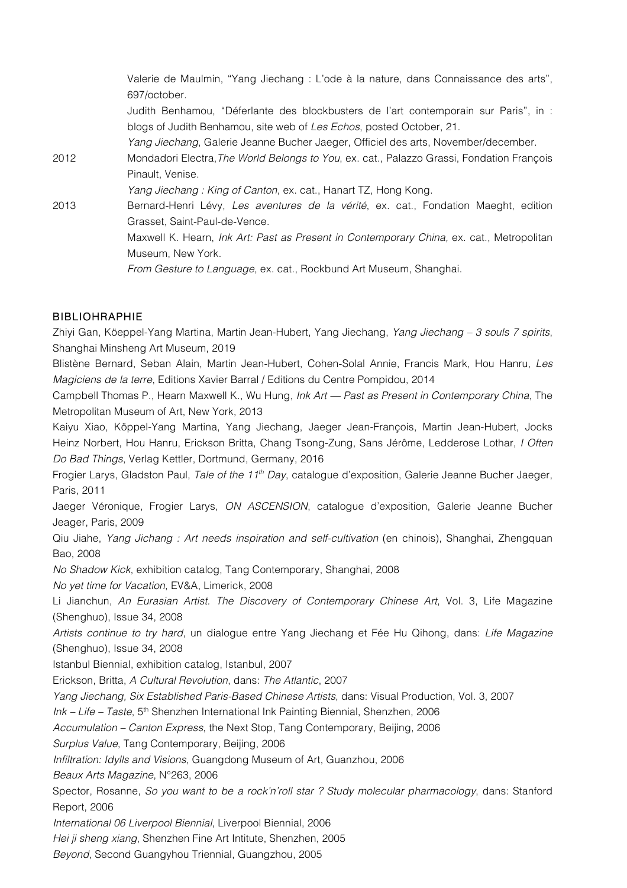| | |
|---|---|
| | Valerie de Maulmin, “Yang Jiechang : L’ode à la nature, dans Connaissance des arts”, 697/october. |
| | Judith Benhamou, “Déferlante des blockbusters de l’art contemporain sur Paris”, in : blogs of Judith Benhamou, site web of *Les Echos*, posted October, 21. |
| | *Yang Jiechang*, Galerie Jeanne Bucher Jaeger, Officiel des arts, November/december. |
| 2012 | Mondadori Electra,*The World Belongs to You*, ex. cat., Palazzo Grassi, Fondation François Pinault, Venise. |
| | *Yang Jiechang : King of Canton*, ex. cat., Hanart TZ, Hong Kong. |
| 2013 | Bernard-Henri Lévy, *Les aventures de la vérité*, ex. cat., Fondation Maeght, edition Grasset, Saint-Paul-de-Vence. |
| | Maxwell K. Hearn, *Ink Art: Past as Present in Contemporary China,* ex. cat., Metropolitan Museum, New York. |
| | *From Gesture to Language*, ex. cat., Rockbund Art Museum, Shanghai. |

## BIBLIOHRAPHIE

Zhiyi Gan, Köeppel-Yang Martina, Martin Jean-Hubert, Yang Jiechang, *Yang Jiechang – 3 souls 7 spirits*, Shanghai Minsheng Art Museum, 2019

Blistène Bernard, Seban Alain, Martin Jean-Hubert, Cohen-Solal Annie, Francis Mark, Hou Hanru, *Les Magiciens de la terre*, Editions Xavier Barral / Editions du Centre Pompidou, 2014

Campbell Thomas P., Hearn Maxwell K., Wu Hung, *Ink Art — Past as Present in Contemporary China*, The Metropolitan Museum of Art, New York, 2013

Kaiyu Xiao, Köppel-Yang Martina, Yang Jiechang, Jaeger Jean-François, Martin Jean-Hubert, Jocks Heinz Norbert, Hou Hanru, Erickson Britta, Chang Tsong-Zung, Sans Jérôme, Ledderose Lothar, *I Often Do Bad Things*, Verlag Kettler, Dortmund, Germany, 2016

Frogier Larys, Gladston Paul, *Tale of the 11th Day*, catalogue d’exposition, Galerie Jeanne Bucher Jaeger, Paris, 2011

Jaeger Véronique, Frogier Larys, *ON ASCENSION*, catalogue d’exposition, Galerie Jeanne Bucher Jeager, Paris, 2009

Qiu Jiahe, *Yang Jichang : Art needs inspiration and self-cultivation* (en chinois), Shanghai, Zhengquan Bao, 2008

*No Shadow Kick*, exhibition catalog, Tang Contemporary, Shanghai, 2008

*No yet time for Vacation*, EV&A, Limerick, 2008

Li Jianchun, *An Eurasian Artist*. *The Discovery of Contemporary Chinese Art*, Vol. 3, Life Magazine (Shenghuo), Issue 34, 2008

*Artists continue to try hard*, un dialogue entre Yang Jiechang et Fée Hu Qihong, dans: *Life Magazine* (Shenghuo), Issue 34, 2008

Istanbul Biennial, exhibition catalog, Istanbul, 2007

Erickson, Britta, *A Cultural Revolution*, dans: *The Atlantic*, 2007

*Yang Jiechang, Six Established Paris-Based Chinese Artists*, dans: Visual Production, Vol. 3, 2007

*Ink – Life – Taste*, 5th Shenzhen International Ink Painting Biennial, Shenzhen, 2006

*Accumulation – Canton Express*, the Next Stop, Tang Contemporary, Beijing, 2006

*Surplus Value*, Tang Contemporary, Beijing, 2006

*Infiltration: Idylls and Visions*, Guangdong Museum of Art, Guanzhou, 2006

*Beaux Arts Magazine*, N°263, 2006

Spector, Rosanne, *So you want to be a rock’n’roll star ? Study molecular pharmacology*, dans: Stanford Report, 2006

*International 06 Liverpool Biennial*, Liverpool Biennial, 2006

*Hei ji sheng xiang*, Shenzhen Fine Art Intitute, Shenzhen, 2005

*Beyond*, Second Guangyhou Triennial, Guangzhou, 2005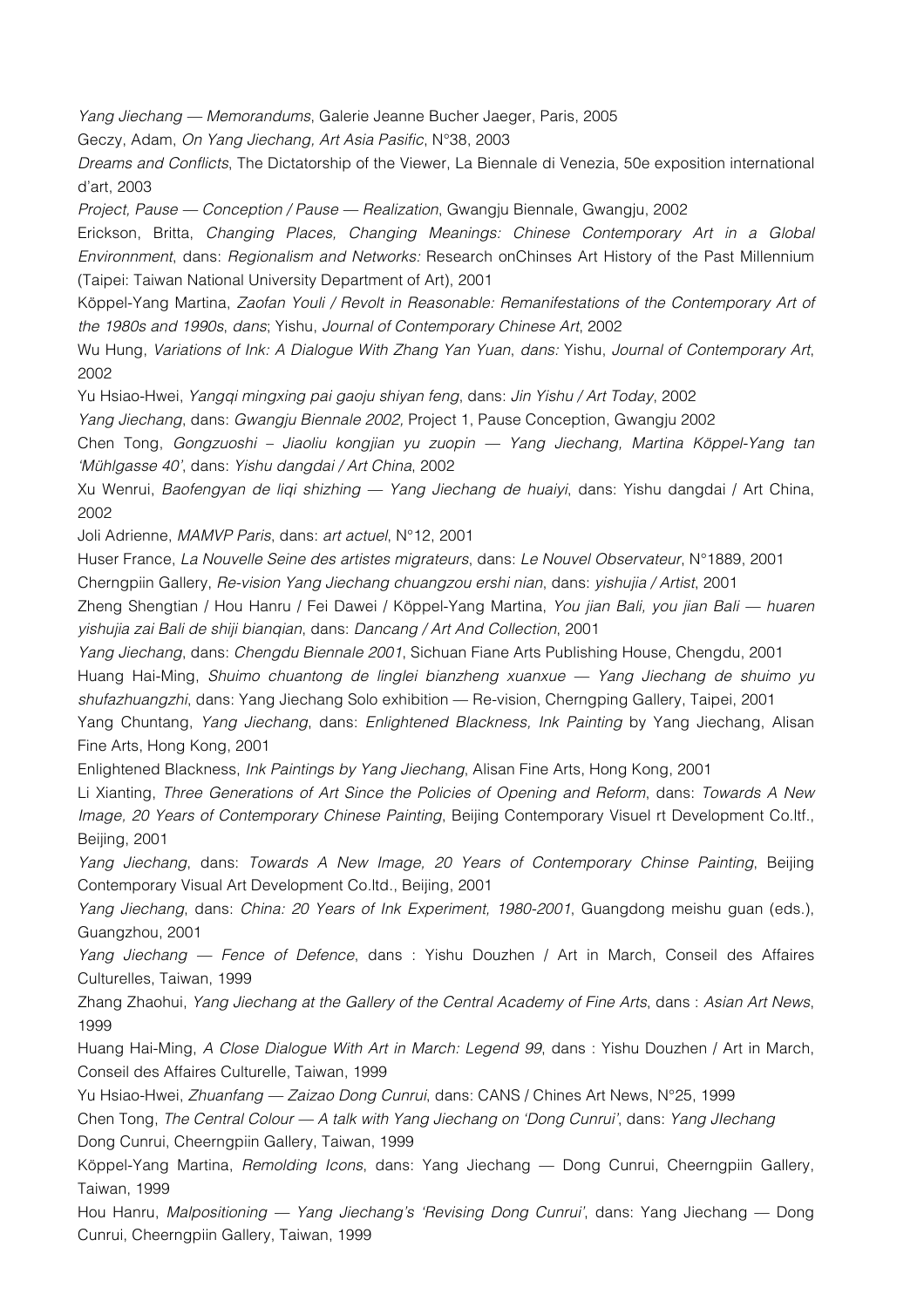*Yang Jiechang — Memorandums*, Galerie Jeanne Bucher Jaeger, Paris, 2005

Geczy, Adam, *On Yang Jiechang, Art Asia Pasific*, N°38, 2003

*Dreams and Conflicts*, The Dictatorship of the Viewer, La Biennale di Venezia, 50e exposition international d'art, 2003

*Project, Pause — Conception / Pause — Realization*, Gwangju Biennale, Gwangju, 2002

Erickson, Britta, *Changing Places, Changing Meanings: Chinese Contemporary Art in a Global Environnment*, dans: *Regionalism and Networks:* Research onChinses Art History of the Past Millennium (Taipei: Taiwan National University Department of Art), 2001

Köppel-Yang Martina, *Zaofan Youli / Revolt in Reasonable: Remanifestations of the Contemporary Art of the 1980s and 1990s*, *dans*; Yishu, *Journal of Contemporary Chinese Art*, 2002

Wu Hung, *Variations of Ink: A Dialogue With Zhang Yan Yuan*, *dans:* Yishu, *Journal of Contemporary Art*, 2002

Yu Hsiao-Hwei, *Yangqi mingxing pai gaoju shiyan feng*, dans: *Jin Yishu / Art Today*, 2002

*Yang Jiechang*, dans: *Gwangju Biennale 2002,* Project 1, Pause Conception, Gwangju 2002

Chen Tong, *Gongzuoshi – Jiaoliu kongjian yu zuopin — Yang Jiechang, Martina Köppel-Yang tan 'Mühlgasse 40'*, dans: *Yishu dangdai / Art China*, 2002

Xu Wenrui, *Baofengyan de liqi shizhing — Yang Jiechang de huaiyi*, dans: Yishu dangdai / Art China, 2002

Joli Adrienne, *MAMVP Paris*, dans: *art actuel*, N°12, 2001

Huser France, *La Nouvelle Seine des artistes migrateurs*, dans: *Le Nouvel Observateur*, N°1889, 2001

Cherngpiin Gallery, *Re-vision Yang Jiechang chuangzou ershi nian*, dans: *yishujia / Artist*, 2001

Zheng Shengtian / Hou Hanru / Fei Dawei / Köppel-Yang Martina, *You jian Bali, you jian Bali — huaren yishujia zai Bali de shiji bianqian*, dans: *Dancang / Art And Collection*, 2001

*Yang Jiechang*, dans: *Chengdu Biennale 2001*, Sichuan Fiane Arts Publishing House, Chengdu, 2001

Huang Hai-Ming, *Shuimo chuantong de linglei bianzheng xuanxue — Yang Jiechang de shuimo yu shufazhuangzhi*, dans: Yang Jiechang Solo exhibition — Re-vision, Cherngping Gallery, Taipei, 2001

Yang Chuntang, *Yang Jiechang*, dans: *Enlightened Blackness, Ink Painting* by Yang Jiechang, Alisan Fine Arts, Hong Kong, 2001

Enlightened Blackness, *Ink Paintings by Yang Jiechang*, Alisan Fine Arts, Hong Kong, 2001

Li Xianting, *Three Generations of Art Since the Policies of Opening and Reform*, dans: *Towards A New Image, 20 Years of Contemporary Chinese Painting*, Beijing Contemporary Visuel rt Development Co.ltf., Beijing, 2001

*Yang Jiechang*, dans: *Towards A New Image, 20 Years of Contemporary Chinse Painting*, Beijing Contemporary Visual Art Development Co.ltd., Beijing, 2001

*Yang Jiechang*, dans: *China: 20 Years of Ink Experiment, 1980-2001*, Guangdong meishu guan (eds.), Guangzhou, 2001

*Yang Jiechang — Fence of Defence*, dans : Yishu Douzhen / Art in March, Conseil des Affaires Culturelles, Taiwan, 1999

Zhang Zhaohui, *Yang Jiechang at the Gallery of the Central Academy of Fine Arts*, dans : *Asian Art News*, 1999

Huang Hai-Ming, *A Close Dialogue With Art in March: Legend 99*, dans : Yishu Douzhen / Art in March, Conseil des Affaires Culturelle, Taiwan, 1999

Yu Hsiao-Hwei, *Zhuanfang — Zaizao Dong Cunrui*, dans: CANS / Chines Art News, N°25, 1999

Chen Tong, *The Central Colour — A talk with Yang Jiechang on 'Dong Cunrui'*, dans: *Yang JIechang* Dong Cunrui, Cheerngpiin Gallery, Taiwan, 1999

Köppel-Yang Martina, *Remolding Icons*, dans: Yang Jiechang — Dong Cunrui, Cheerngpiin Gallery, Taiwan, 1999

Hou Hanru, *Malpositioning — Yang Jiechang's 'Revising Dong Cunrui'*, dans: Yang Jiechang — Dong Cunrui, Cheerngpiin Gallery, Taiwan, 1999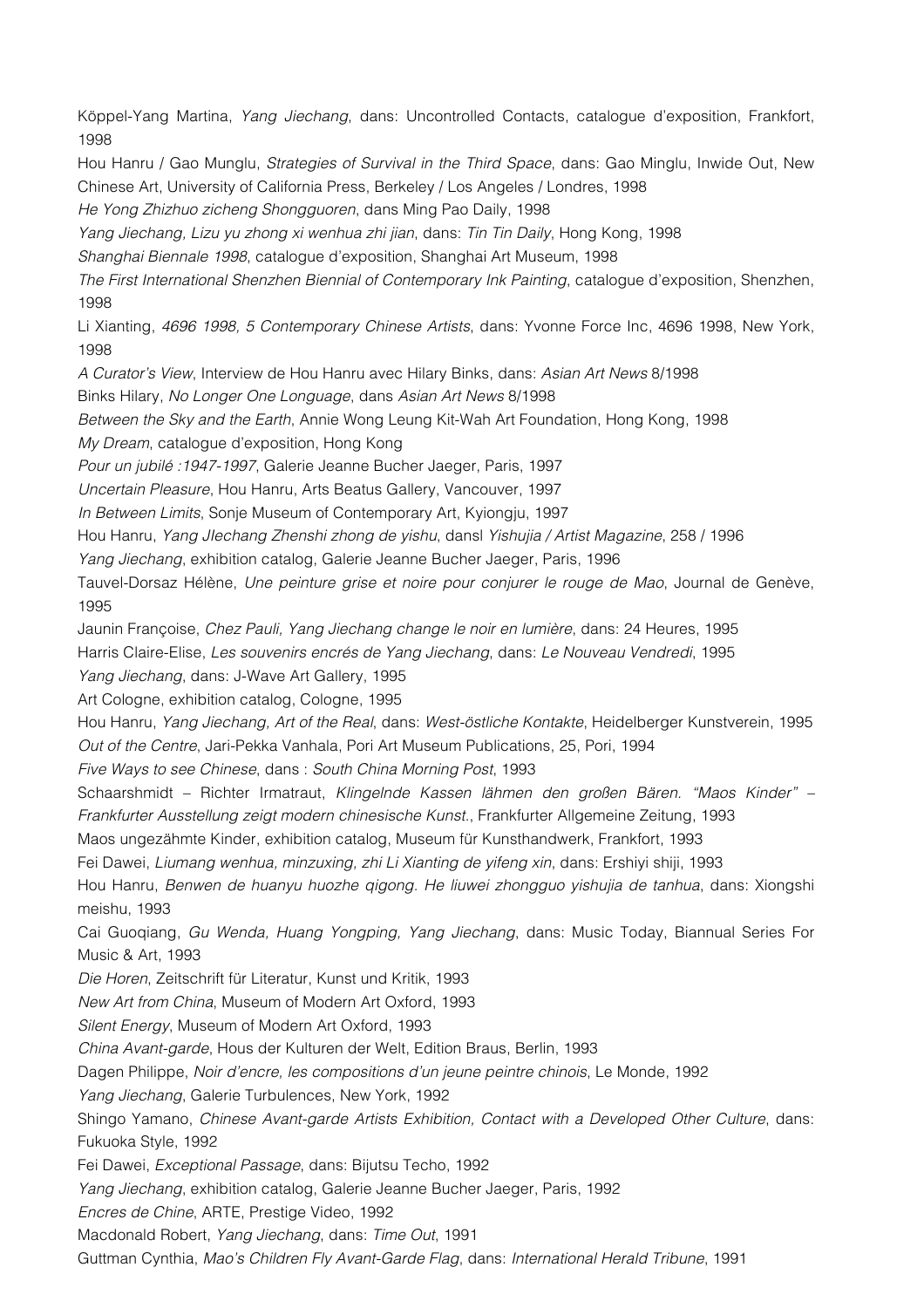Köppel-Yang Martina, *Yang Jiechang*, dans: Uncontrolled Contacts, catalogue d'exposition, Frankfort, 1998

Hou Hanru / Gao Munglu, *Strategies of Survival in the Third Space*, dans: Gao Minglu, Inwide Out, New Chinese Art, University of California Press, Berkeley / Los Angeles / Londres, 1998

*He Yong Zhizhuo zicheng Shongguoren*, dans Ming Pao Daily, 1998

*Yang Jiechang, Lizu yu zhong xi wenhua zhi jian*, dans: *Tin Tin Daily*, Hong Kong, 1998

*Shanghai Biennale 1998*, catalogue d'exposition, Shanghai Art Museum, 1998

*The First International Shenzhen Biennial of Contemporary Ink Painting*, catalogue d'exposition, Shenzhen, 1998

Li Xianting, *4696 1998, 5 Contemporary Chinese Artists*, dans: Yvonne Force Inc, 4696 1998, New York, 1998

*A Curator's View*, Interview de Hou Hanru avec Hilary Binks, dans: *Asian Art News* 8/1998

Binks Hilary, *No Longer One Longuage*, dans *Asian Art News* 8/1998

*Between the Sky and the Earth*, Annie Wong Leung Kit-Wah Art Foundation, Hong Kong, 1998

*My Dream*, catalogue d'exposition, Hong Kong

*Pour un jubilé :1947-1997*, Galerie Jeanne Bucher Jaeger, Paris, 1997

*Uncertain Pleasure*, Hou Hanru, Arts Beatus Gallery, Vancouver, 1997

*In Between Limits*, Sonje Museum of Contemporary Art, Kyiongju, 1997

Hou Hanru, *Yang JIechang Zhenshi zhong de yishu*, dansl *Yishujia / Artist Magazine*, 258 / 1996

*Yang Jiechang*, exhibition catalog, Galerie Jeanne Bucher Jaeger, Paris, 1996

Tauvel-Dorsaz Hélène, *Une peinture grise et noire pour conjurer le rouge de Mao*, Journal de Genève, 1995

Jaunin Françoise, *Chez Pauli, Yang Jiechang change le noir en lumière*, dans: 24 Heures, 1995

Harris Claire-Elise, *Les souvenirs encrés de Yang Jiechang*, dans: *Le Nouveau Vendredi*, 1995

*Yang Jiechang*, dans: J-Wave Art Gallery, 1995

Art Cologne, exhibition catalog, Cologne, 1995

Hou Hanru, *Yang Jiechang, Art of the Real*, dans: *West-östliche Kontakte*, Heidelberger Kunstverein, 1995

*Out of the Centre*, Jari-Pekka Vanhala, Pori Art Museum Publications, 25, Pori, 1994

*Five Ways to see Chinese*, dans : *South China Morning Post*, 1993

Schaarshmidt – Richter Irmatraut, *Klingelnde Kassen lähmen den großen Bären. "Maos Kinder" – Frankfurter Ausstellung zeigt modern chinesische Kunst.*, Frankfurter Allgemeine Zeitung, 1993

Maos ungezähmte Kinder, exhibition catalog, Museum für Kunsthandwerk, Frankfort, 1993

Fei Dawei, *Liumang wenhua, minzuxing, zhi Li Xianting de yifeng xin*, dans: Ershiyi shiji, 1993

Hou Hanru, *Benwen de huanyu huozhe qigong. He liuwei zhongguo yishujia de tanhua*, dans: Xiongshi meishu, 1993

Cai Guoqiang, *Gu Wenda, Huang Yongping, Yang Jiechang*, dans: Music Today, Biannual Series For Music & Art, 1993

*Die Horen*, Zeitschrift für Literatur, Kunst und Kritik, 1993

*New Art from China*, Museum of Modern Art Oxford, 1993

*Silent Energy*, Museum of Modern Art Oxford, 1993

*China Avant-garde*, Hous der Kulturen der Welt, Edition Braus, Berlin, 1993

Dagen Philippe, *Noir d'encre, les compositions d'un jeune peintre chinois*, Le Monde, 1992

*Yang Jiechang*, Galerie Turbulences, New York, 1992

Shingo Yamano, *Chinese Avant-garde Artists Exhibition, Contact with a Developed Other Culture*, dans: Fukuoka Style, 1992

Fei Dawei, *Exceptional Passage*, dans: Bijutsu Techo, 1992

*Yang Jiechang*, exhibition catalog, Galerie Jeanne Bucher Jaeger, Paris, 1992

*Encres de Chine*, ARTE, Prestige Video, 1992

Macdonald Robert, *Yang Jiechang*, dans: *Time Out*, 1991

Guttman Cynthia, *Mao's Children Fly Avant-Garde Flag*, dans: *International Herald Tribune*, 1991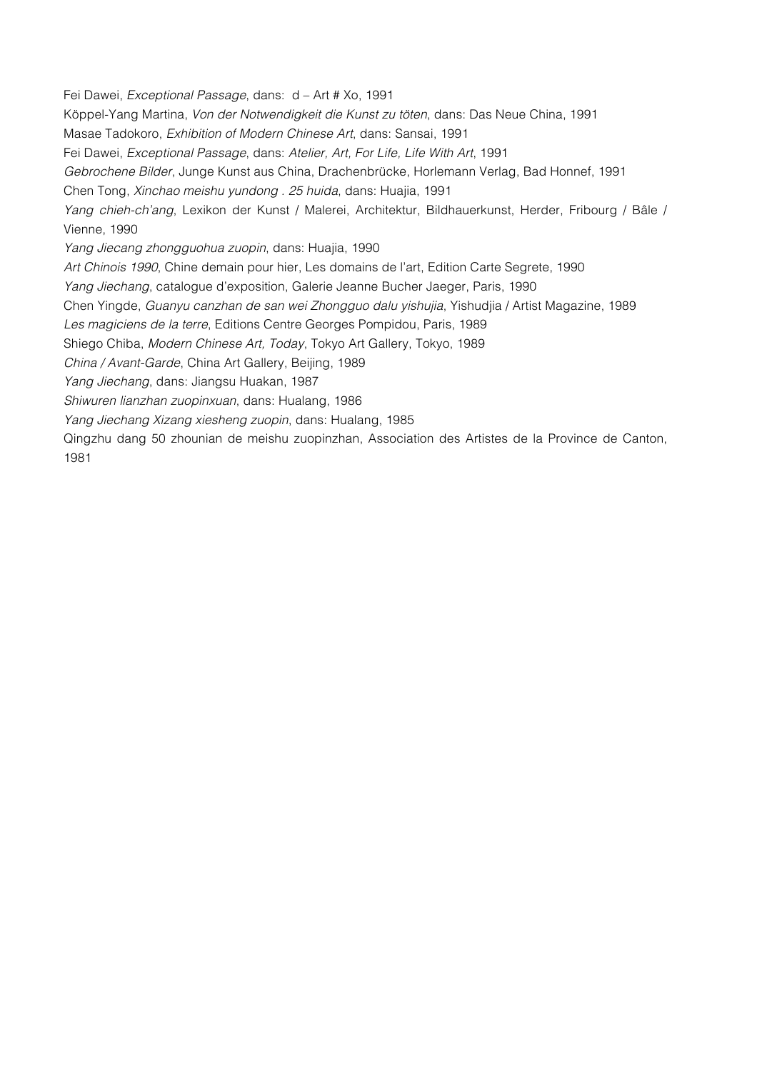Fei Dawei, *Exceptional Passage*, dans: d – Art # Xo, 1991

Köppel-Yang Martina, *Von der Notwendigkeit die Kunst zu töten*, dans: Das Neue China, 1991

Masae Tadokoro, *Exhibition of Modern Chinese Art*, dans: Sansai, 1991

Fei Dawei, *Exceptional Passage*, dans: *Atelier, Art, For Life, Life With Art*, 1991

*Gebrochene Bilder*, Junge Kunst aus China, Drachenbrücke, Horlemann Verlag, Bad Honnef, 1991

Chen Tong, *Xinchao meishu yundong . 25 huida*, dans: Huajia, 1991

*Yang chieh-ch'ang*, Lexikon der Kunst / Malerei, Architektur, Bildhauerkunst, Herder, Fribourg / Bâle / Vienne, 1990

*Yang Jiecang zhongguohua zuopin*, dans: Huajia, 1990

*Art Chinois 1990*, Chine demain pour hier, Les domains de l'art, Edition Carte Segrete, 1990

*Yang Jiechang*, catalogue d'exposition, Galerie Jeanne Bucher Jaeger, Paris, 1990

Chen Yingde, *Guanyu canzhan de san wei Zhongguo dalu yishujia*, Yishudjia / Artist Magazine, 1989

*Les magiciens de la terre*, Editions Centre Georges Pompidou, Paris, 1989

Shiego Chiba, *Modern Chinese Art, Today*, Tokyo Art Gallery, Tokyo, 1989

*China / Avant-Garde*, China Art Gallery, Beijing, 1989

*Yang Jiechang*, dans: Jiangsu Huakan, 1987

*Shiwuren lianzhan zuopinxuan*, dans: Hualang, 1986

*Yang Jiechang Xizang xiesheng zuopin*, dans: Hualang, 1985

Qingzhu dang 50 zhounian de meishu zuopinzhan, Association des Artistes de la Province de Canton, 1981